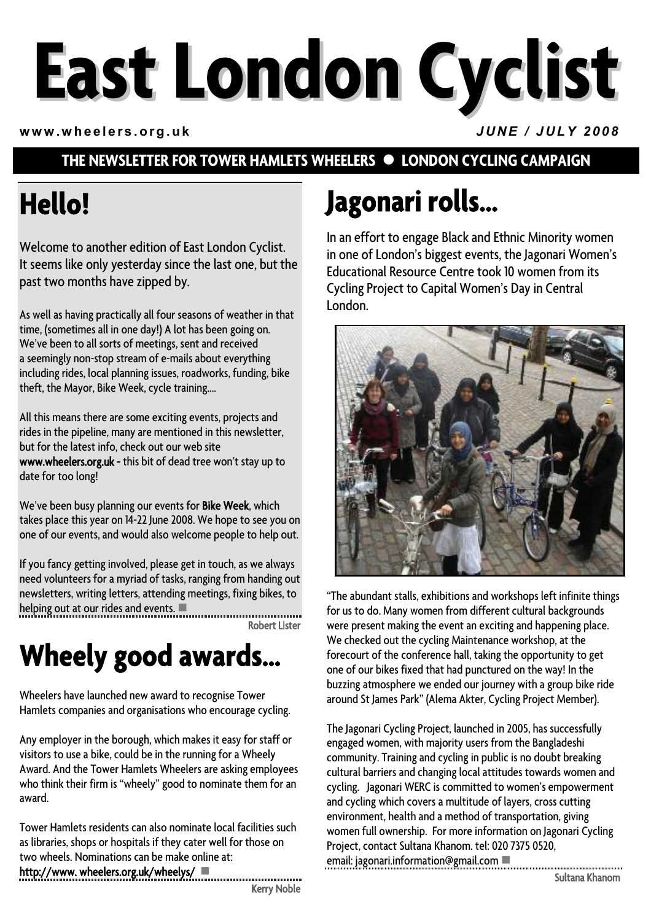# East London Cyclist

www.wheelers.org.uk

*JUNE / JULY 2008*

**THE NEWSLETTER FOR TOWER HAMLETS WHEELERS ● LONDON CYCLING CAMPAIGN**

## Hello!

Welcome to another edition of East London Cyclist. It seems like only yesterday since the last one, but the past two months have zipped by.

As well as having practically all four seasons of weather in that time, (sometimes all in one day!) A lot has been going on. We've been to all sorts of meetings, sent and received a seemingly non-stop stream of e-mails about everything including rides, local planning issues, roadworks, funding, bike theft, the Mayor, Bike Week, cycle training....

All this means there are some exciting events, projects and rides in the pipeline, many are mentioned in this newsletter, but for the latest info, check out our web site **www.wheelers.org.uk -** this bit of dead tree won't stay up to date for too long!

We've been busy planning our events for **Bike Week**, which takes place this year on 14-22 June 2008. We hope to see you on one of our events, and would also welcome people to help out.

If you fancy getting involved, please get in touch, as we always need volunteers for a myriad of tasks, ranging from handing out newsletters, writing letters, attending meetings, fixing bikes, to helping out at our rides and events. ■

Robert Lister

## Wheely good awards...

Wheelers have launched new award to recognise Tower Hamlets companies and organisations who encourage cycling.

Any employer in the borough, which makes it easy for staff or visitors to use a bike, could be in the running for a Wheely Award. And the Tower Hamlets Wheelers are asking employees who think their firm is "wheely" good to nominate them for an award.

Tower Hamlets residents can also nominate local facilities such as libraries, shops or hospitals if they cater well for those on two wheels. Nominations can be make online at: **http://www. wheelers.org.uk/wheelys/** ■

Kerry Noble

## Jagonari rolls...

In an effort to engage Black and Ethnic Minority women in one of London's biggest events, the Jagonari Women's Educational Resource Centre took 10 women from its Cycling Project to Capital Women's Day in Central London.

"The abundant stalls, exhibitions and workshops left infinite things for us to do. Many women from different cultural backgrounds were present making the event an exciting and happening place. We checked out the cycling Maintenance workshop, at the forecourt of the conference hall, taking the opportunity to get one of our bikes fixed that had punctured on the way! In the buzzing atmosphere we ended our journey with a group bike ride around St James Park" (Alema Akter, Cycling Project Member).

The Jagonari Cycling Project, launched in 2005, has successfully engaged women, with majority users from the Bangladeshi community. Training and cycling in public is no doubt breaking cultural barriers and changing local attitudes towards women and cycling. Jagonari WERC is committed to women's empowerment and cycling which covers a multitude of layers, cross cutting environment, health and a method of transportation, giving women full ownership. For more information on Jagonari Cycling Project, contact Sultana Khanom. tel: 020 7375 0520, email: jagonari.information@gmail.com ■

Sultana Khanom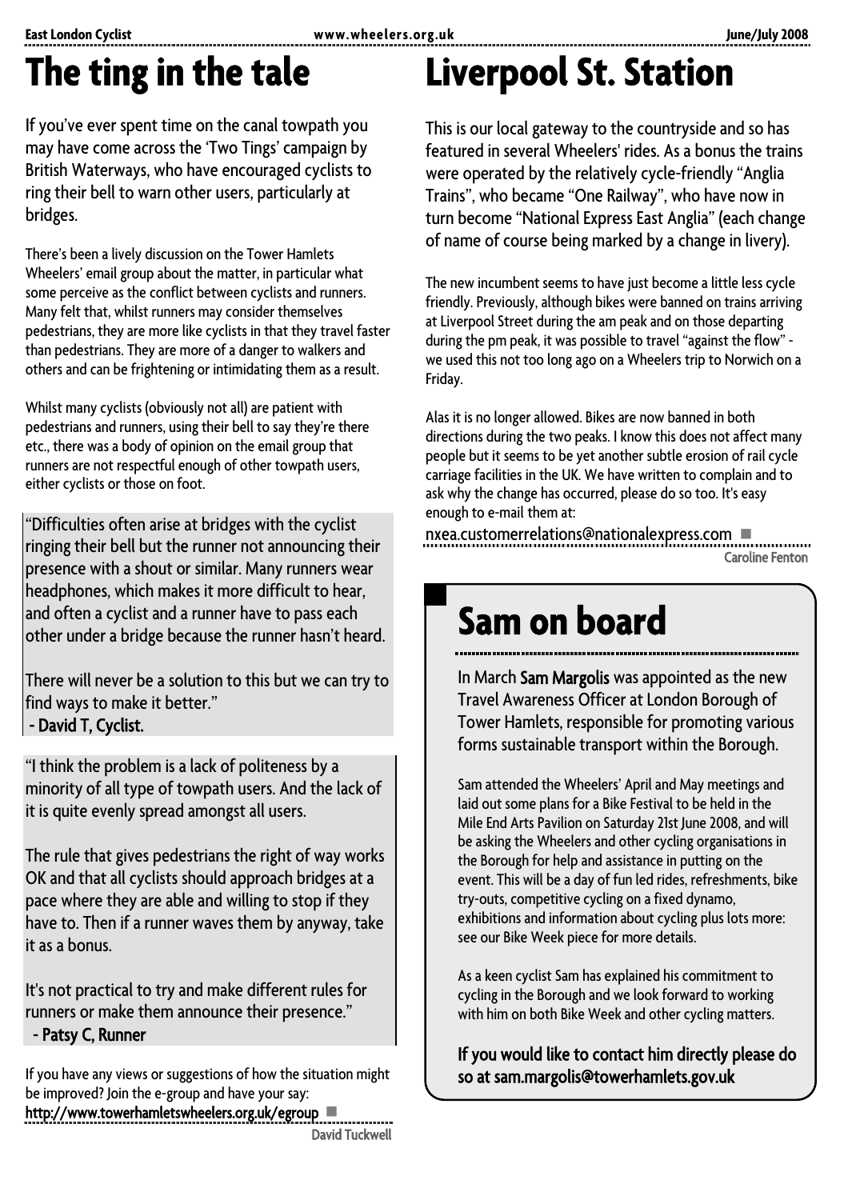# The ting in the tale

If you've ever spent time on the canal towpath you may have come across the 'Two Tings' campaign by British Waterways, who have encouraged cyclists to ring their bell to warn other users, particularly at bridges.

There's been a lively discussion on the Tower Hamlets Wheelers' email group about the matter, in particular what some perceive as the conflict between cyclists and runners. Many felt that, whilst runners may consider themselves pedestrians, they are more like cyclists in that they travel faster than pedestrians. They are more of a danger to walkers and others and can be frightening or intimidating them as a result.

Whilst many cyclists (obviously not all) are patient with pedestrians and runners, using their bell to say they're there etc., there was a body of opinion on the email group that runners are not respectful enough of other towpath users, either cyclists or those on foot.

> "Difficulties often arise at bridges with the cyclist ringing their bell but the runner not announcing their presence with a shout or similar. Many runners wear headphones, which makes it more difficult to hear, and often a cyclist and a runner have to pass each other under a bridge because the runner hasn't heard.
>
> There will never be a solution to this but we can try to find ways to make it better."
> **- David T, Cyclist.**

> "I think the problem is a lack of politeness by a minority of all type of towpath users. And the lack of it is quite evenly spread amongst all users.
>
> The rule that gives pedestrians the right of way works OK and that all cyclists should approach bridges at a pace where they are able and willing to stop if they have to. Then if a runner waves them by anyway, take it as a bonus.
>
> It's not practical to try and make different rules for runners or make them announce their presence."
> **- Patsy C, Runner**

If you have any views or suggestions of how the situation might be improved? Join the e-group and have your say:
**http://www.towerhamletswheelers.org.uk/egroup** ■

David Tuckwell

# Liverpool St. Station

This is our local gateway to the countryside and so has featured in several Wheelers' rides. As a bonus the trains were operated by the relatively cycle-friendly "Anglia Trains", who became "One Railway", who have now in turn become "National Express East Anglia" (each change of name of course being marked by a change in livery).

The new incumbent seems to have just become a little less cycle friendly. Previously, although bikes were banned on trains arriving at Liverpool Street during the am peak and on those departing during the pm peak, it was possible to travel "against the flow" - we used this not too long ago on a Wheelers trip to Norwich on a Friday.

Alas it is no longer allowed. Bikes are now banned in both directions during the two peaks. I know this does not affect many people but it seems to be yet another subtle erosion of rail cycle carriage facilities in the UK. We have written to complain and to ask why the change has occurred, please do so too. It's easy enough to e-mail them at:

nxea.customerrelations@nationalexpress.com ■

Caroline Fenton

# Sam on board

In March **Sam Margolis** was appointed as the new Travel Awareness Officer at London Borough of Tower Hamlets, responsible for promoting various forms sustainable transport within the Borough.

Sam attended the Wheelers' April and May meetings and laid out some plans for a Bike Festival to be held in the Mile End Arts Pavilion on Saturday 21st June 2008, and will be asking the Wheelers and other cycling organisations in the Borough for help and assistance in putting on the event. This will be a day of fun led rides, refreshments, bike try-outs, competitive cycling on a fixed dynamo, exhibitions and information about cycling plus lots more: see our Bike Week piece for more details.

As a keen cyclist Sam has explained his commitment to cycling in the Borough and we look forward to working with him on both Bike Week and other cycling matters.

**If you would like to contact him directly please do so at sam.margolis@towerhamlets.gov.uk**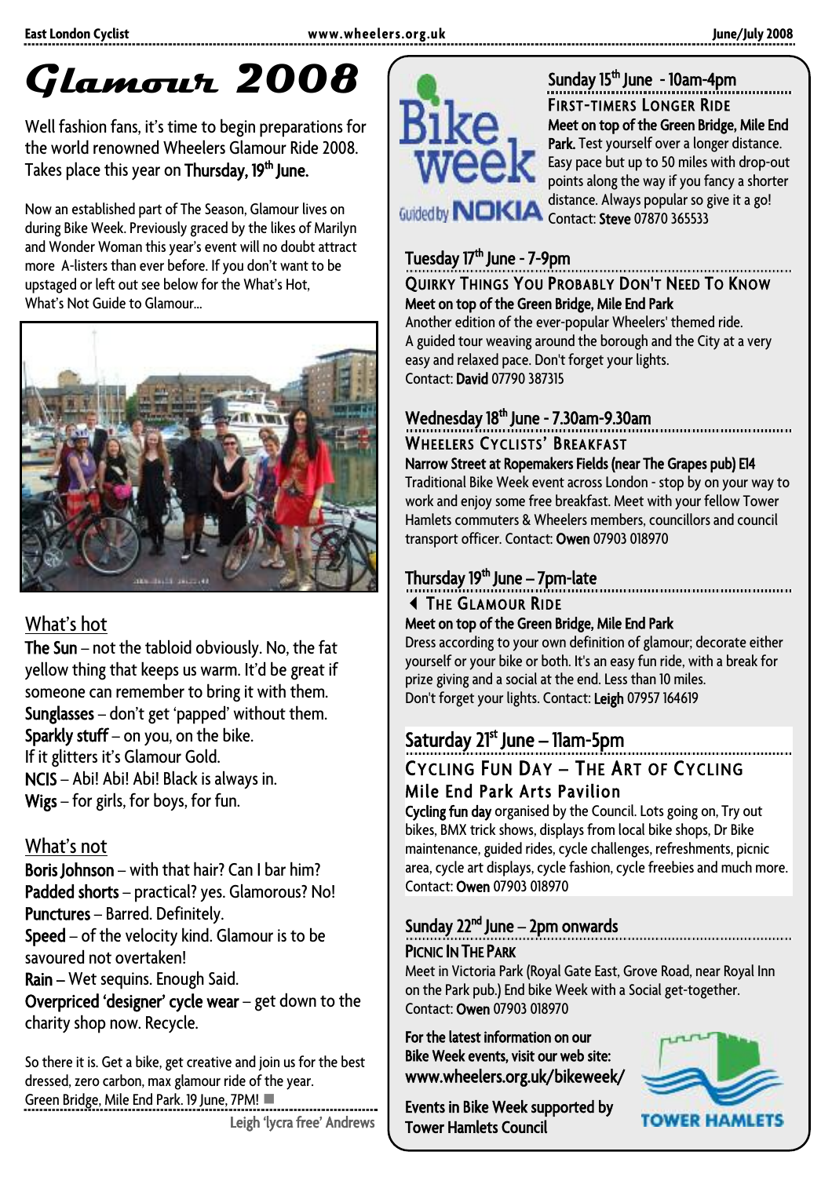# Glamour 2008

Well fashion fans, it's time to begin preparations for the world renowned Wheelers Glamour Ride 2008. Takes place this year on **Thursday, 19th June.**

Now an established part of The Season, Glamour lives on during Bike Week. Previously graced by the likes of Marilyn and Wonder Woman this year's event will no doubt attract more A-listers than ever before. If you don't want to be upstaged or left out see below for the What's Hot, What's Not Guide to Glamour...

## What's hot

**The Sun** – not the tabloid obviously. No, the fat yellow thing that keeps us warm. It'd be great if someone can remember to bring it with them.
**Sunglasses** – don't get 'papped' without them.
**Sparkly stuff** – on you, on the bike.
If it glitters it's Glamour Gold.
**NCIS** – Abi! Abi! Abi! Black is always in.
**Wigs** – for girls, for boys, for fun.

## What's not

**Boris Johnson** – with that hair? Can I bar him?
**Padded shorts** – practical? yes. Glamorous? No!
**Punctures** – Barred. Definitely.
**Speed** – of the velocity kind. Glamour is to be savoured not overtaken!
**Rain** – Wet sequins. Enough Said.
**Overpriced 'designer' cycle wear** – get down to the charity shop now. Recycle.

So there it is. Get a bike, get creative and join us for the best dressed, zero carbon, max glamour ride of the year.
Green Bridge, Mile End Park. 19 June, 7PM!

Leigh 'lycra free' Andrews

---

Bike week
Guided by NOKIA

### Sunday 15th June - 10am-4pm

**FIRST-TIMERS LONGER RIDE**
**Meet on top of the Green Bridge, Mile End Park.** Test yourself over a longer distance. Easy pace but up to 50 miles with drop-out points along the way if you fancy a shorter distance. Always popular so give it a go!
Contact: **Steve** 07870 365533

### Tuesday 17th June - 7-9pm

**QUIRKY THINGS YOU PROBABLY DON'T NEED TO KNOW**
**Meet on top of the Green Bridge, Mile End Park**
Another edition of the ever-popular Wheelers' themed ride. A guided tour weaving around the borough and the City at a very easy and relaxed pace. Don't forget your lights.
Contact: **David** 07790 387315

### Wednesday 18th June - 7.30am-9.30am

**WHEELERS CYCLISTS' BREAKFAST**
**Narrow Street at Ropemakers Fields (near The Grapes pub) E14**
Traditional Bike Week event across London - stop by on your way to work and enjoy some free breakfast. Meet with your fellow Tower Hamlets commuters & Wheelers members, councillors and council transport officer. Contact: **Owen** 07903 018970

### Thursday 19th June – 7pm-late

**◄ THE GLAMOUR RIDE**
**Meet on top of the Green Bridge, Mile End Park**
Dress according to your own definition of glamour; decorate either yourself or your bike or both. It's an easy fun ride, with a break for prize giving and a social at the end. Less than 10 miles.
Don't forget your lights. Contact: **Leigh** 07957 164619

### Saturday 21st June – 11am-5pm

**CYCLING FUN DAY – THE ART OF CYCLING**
**Mile End Park Arts Pavilion**
**Cycling fun day** organised by the Council. Lots going on, Try out bikes, BMX trick shows, displays from local bike shops, Dr Bike maintenance, guided rides, cycle challenges, refreshments, picnic area, cycle art displays, cycle fashion, cycle freebies and much more.
Contact: **Owen** 07903 018970

### Sunday 22nd June – 2pm onwards

**PICNIC IN THE PARK**
Meet in Victoria Park (Royal Gate East, Grove Road, near Royal Inn on the Park pub.) End bike Week with a Social get-together.
Contact: **Owen** 07903 018970

**For the latest information on our Bike Week events, visit our web site: www.wheelers.org.uk/bikeweek/**

**Events in Bike Week supported by Tower Hamlets Council**

TOWER HAMLETS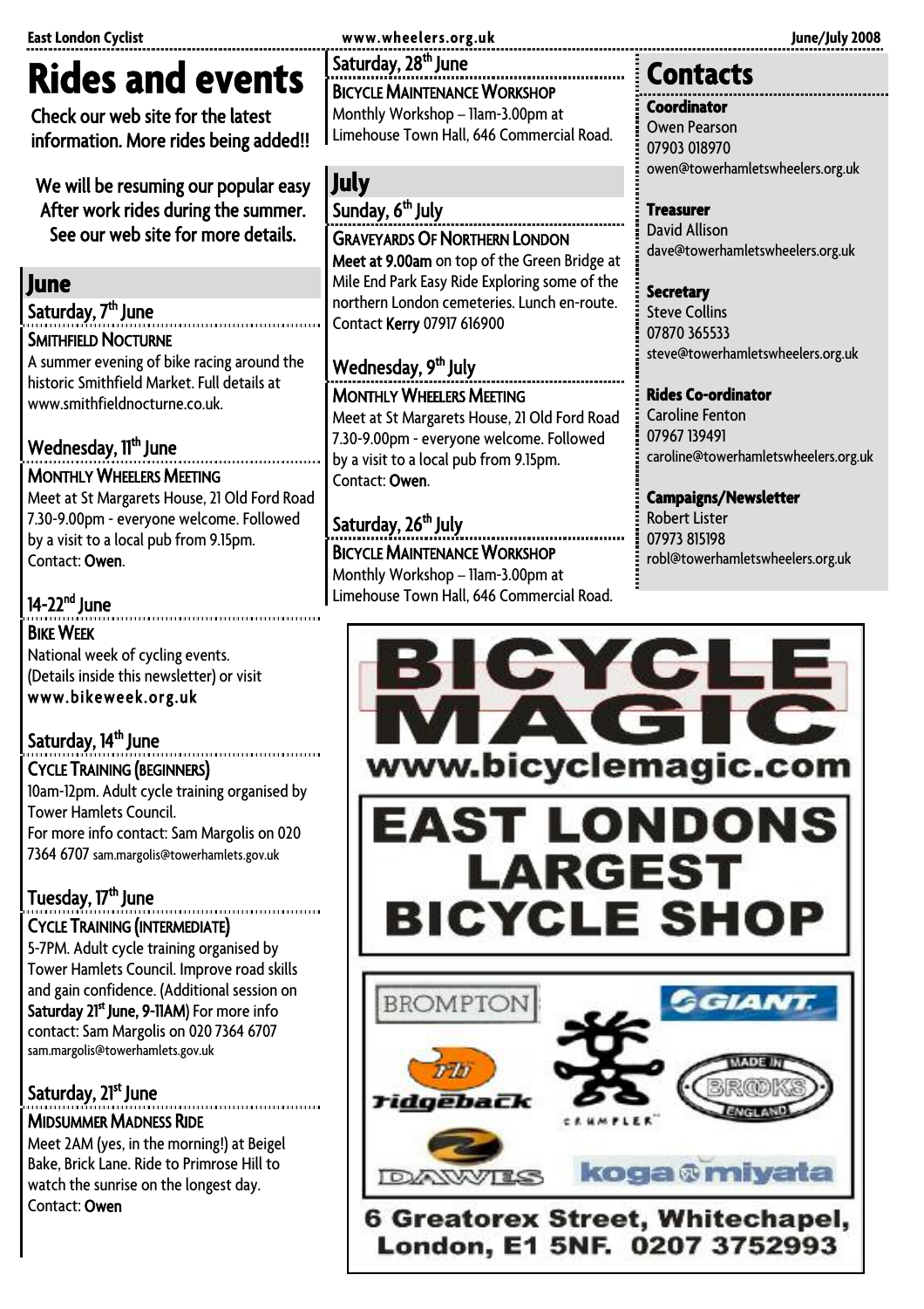# Rides and events

Check our web site for the latest information. More rides being added!!

We will be resuming our popular easy After work rides during the summer. See our web site for more details.

## June

### Saturday, 7th June

**SMITHFIELD NOCTURNE**

A summer evening of bike racing around the historic Smithfield Market. Full details at www.smithfieldnocturne.co.uk.

### Wednesday, 11th June

**MONTHLY WHEELERS MEETING**

Meet at St Margarets House, 21 Old Ford Road 7.30-9.00pm - everyone welcome. Followed by a visit to a local pub from 9.15pm. Contact: **Owen**.

### 14-22nd June

**BIKE WEEK**

National week of cycling events. (Details inside this newsletter) or visit **www.bikeweek.org.uk**

### Saturday, 14th June

**CYCLE TRAINING (BEGINNERS)**

10am-12pm. Adult cycle training organised by Tower Hamlets Council. For more info contact: Sam Margolis on 020 7364 6707 sam.margolis@towerhamlets.gov.uk

### Tuesday, 17th June

**CYCLE TRAINING (INTERMEDIATE)**

5-7PM. Adult cycle training organised by Tower Hamlets Council. Improve road skills and gain confidence. (Additional session on **Saturday 21st June, 9-11AM**) For more info contact: Sam Margolis on 020 7364 6707 sam.margolis@towerhamlets.gov.uk

### Saturday, 21st June

**MIDSUMMER MADNESS RIDE**

Meet 2AM (yes, in the morning!) at Beigel Bake, Brick Lane. Ride to Primrose Hill to watch the sunrise on the longest day. Contact: **Owen**

### Saturday, 28th June

**BICYCLE MAINTENANCE WORKSHOP**

Monthly Workshop – 11am-3.00pm at Limehouse Town Hall, 646 Commercial Road.

## July

### Sunday, 6th July

**GRAVEYARDS OF NORTHERN LONDON**

**Meet at 9.00am** on top of the Green Bridge at Mile End Park Easy Ride Exploring some of the northern London cemeteries. Lunch en-route. Contact **Kerry** 07917 616900

### Wednesday, 9th July

**MONTHLY WHEELERS MEETING**

Meet at St Margarets House, 21 Old Ford Road 7.30-9.00pm - everyone welcome. Followed by a visit to a local pub from 9.15pm. Contact: **Owen**.

### Saturday, 26th July

**BICYCLE MAINTENANCE WORKSHOP**

Monthly Workshop – 11am-3.00pm at Limehouse Town Hall, 646 Commercial Road.

# Contacts

**Coordinator**
Owen Pearson
07903 018970
owen@towerhamletswheelers.org.uk

**Treasurer**
David Allison
dave@towerhamletswheelers.org.uk

**Secretary**
Steve Collins
07870 365533
steve@towerhamletswheelers.org.uk

**Rides Co-ordinator**
Caroline Fenton
07967 139491
caroline@towerhamletswheelers.org.uk

**Campaigns/Newsletter**
Robert Lister
07973 815198
robl@towerhamletswheelers.org.uk

**BICYCLE MAGIC**
www.bicyclemagic.com

**EAST LONDONS LARGEST BICYCLE SHOP**

BROMPTON · GIANT · Ridgeback · CRUMPLER · BROOKS · DAWES · koga miyata

6 Greatorex Street, Whitechapel, London, E1 5NF. 0207 3752993